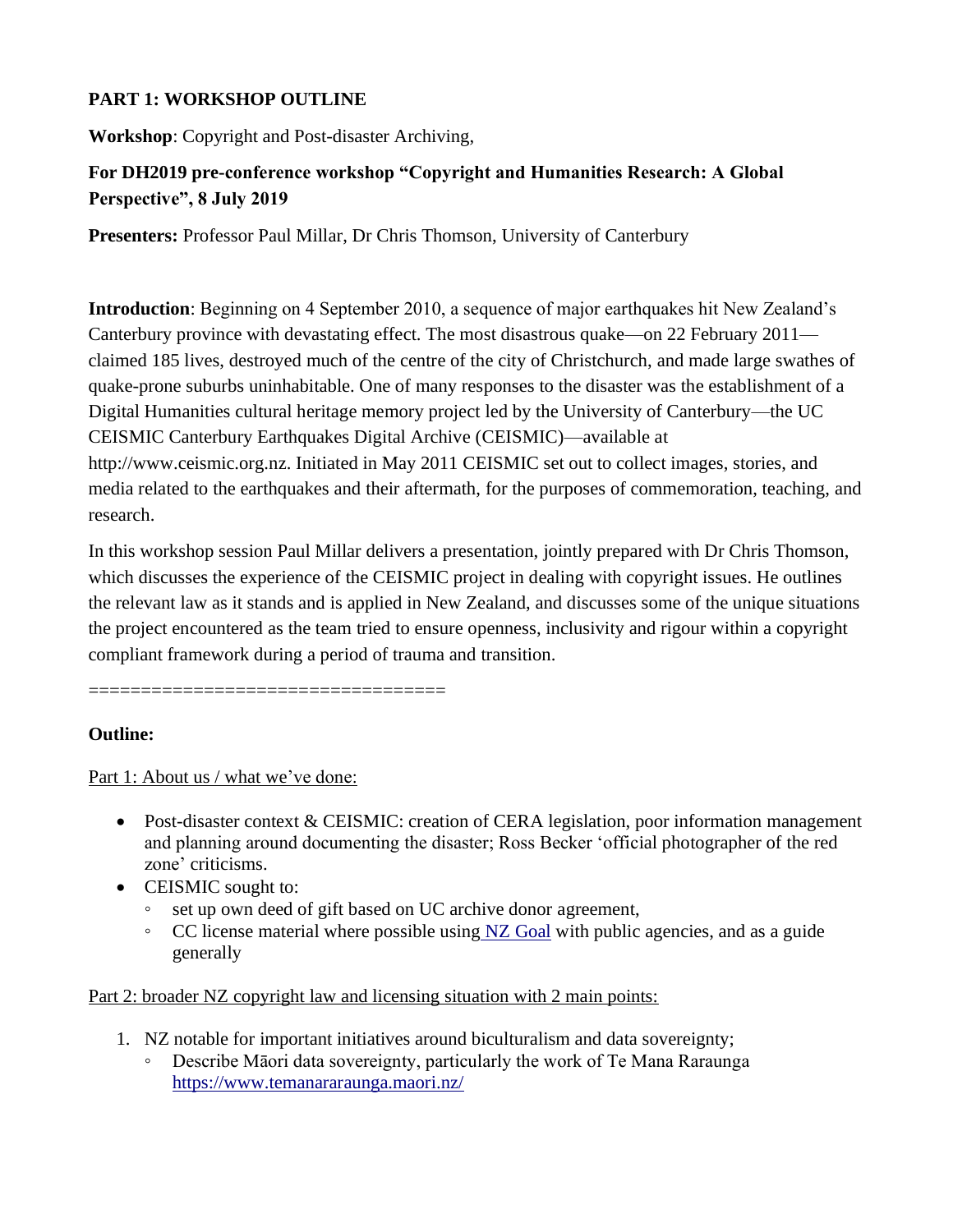**PART 1: WORKSHOP OUTLINE**

**Workshop**: Copyright and Post-disaster Archiving,

**For DH2019 pre-conference workshop "Copyright and Humanities Research: A Global Perspective", 8 July 2019**

**Presenters:** Professor Paul Millar, Dr Chris Thomson, University of Canterbury

**Introduction**: Beginning on 4 September 2010, a sequence of major earthquakes hit New Zealand's Canterbury province with devastating effect. The most disastrous quake—on 22 February 2011—claimed 185 lives, destroyed much of the centre of the city of Christchurch, and made large swathes of quake-prone suburbs uninhabitable. One of many responses to the disaster was the establishment of a Digital Humanities cultural heritage memory project led by the University of Canterbury—the UC CEISMIC Canterbury Earthquakes Digital Archive (CEISMIC)—available at http://www.ceismic.org.nz. Initiated in May 2011 CEISMIC set out to collect images, stories, and media related to the earthquakes and their aftermath, for the purposes of commemoration, teaching, and research.

In this workshop session Paul Millar delivers a presentation, jointly prepared with Dr Chris Thomson, which discusses the experience of the CEISMIC project in dealing with copyright issues. He outlines the relevant law as it stands and is applied in New Zealand, and discusses some of the unique situations the project encountered as the team tried to ensure openness, inclusivity and rigour within a copyright compliant framework during a period of trauma and transition.

=================================

**Outline:**

Part 1: About us / what we've done:

- Post-disaster context & CEISMIC: creation of CERA legislation, poor information management and planning around documenting the disaster; Ross Becker 'official photographer of the red zone' criticisms.
- CEISMIC sought to:
  - set up own deed of gift based on UC archive donor agreement,
  - CC license material where possible using NZ Goal with public agencies, and as a guide generally

Part 2: broader NZ copyright law and licensing situation with 2 main points:

1. NZ notable for important initiatives around biculturalism and data sovereignty;
   - Describe Māori data sovereignty, particularly the work of Te Mana Raraunga https://www.temanararaunga.maori.nz/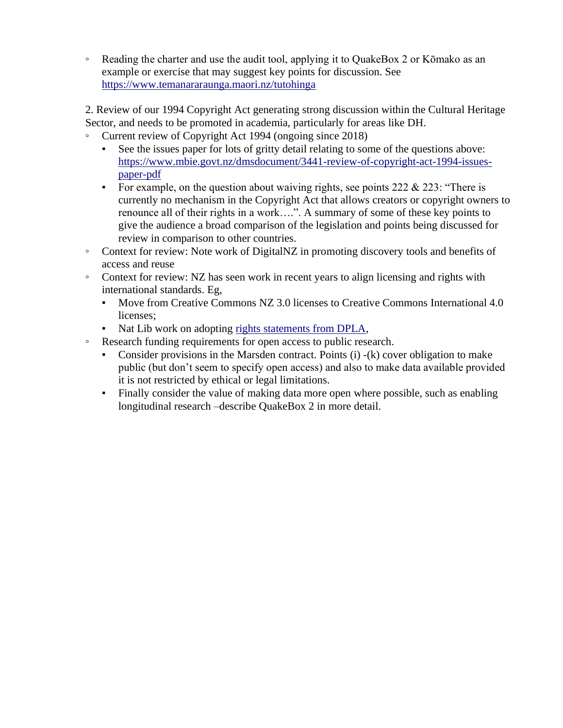- Reading the charter and use the audit tool, applying it to QuakeBox 2 or Kōmako as an example or exercise that may suggest key points for discussion. See [https://www.temanararaunga.maori.nz/tutohinga](https://www.temanararaunga.maori.nz/tutohinga)

2. Review of our 1994 Copyright Act generating strong discussion within the Cultural Heritage Sector, and needs to be promoted in academia, particularly for areas like DH.

- Current review of Copyright Act 1994 (ongoing since 2018)
  - See the issues paper for lots of gritty detail relating to some of the questions above: [https://www.mbie.govt.nz/dmsdocument/3441-review-of-copyright-act-1994-issues-paper-pdf](https://www.mbie.govt.nz/dmsdocument/3441-review-of-copyright-act-1994-issues-paper-pdf)
  - For example, on the question about waiving rights, see points 222 & 223: "There is currently no mechanism in the Copyright Act that allows creators or copyright owners to renounce all of their rights in a work….". A summary of some of these key points to give the audience a broad comparison of the legislation and points being discussed for review in comparison to other countries.
- Context for review: Note work of DigitalNZ in promoting discovery tools and benefits of access and reuse
- Context for review: NZ has seen work in recent years to align licensing and rights with international standards. Eg,
  - Move from Creative Commons NZ 3.0 licenses to Creative Commons International 4.0 licenses;
  - Nat Lib work on adopting rights statements from DPLA,
- Research funding requirements for open access to public research.
  - Consider provisions in the Marsden contract. Points (i) -(k) cover obligation to make public (but don't seem to specify open access) and also to make data available provided it is not restricted by ethical or legal limitations.
  - Finally consider the value of making data more open where possible, such as enabling longitudinal research –describe QuakeBox 2 in more detail.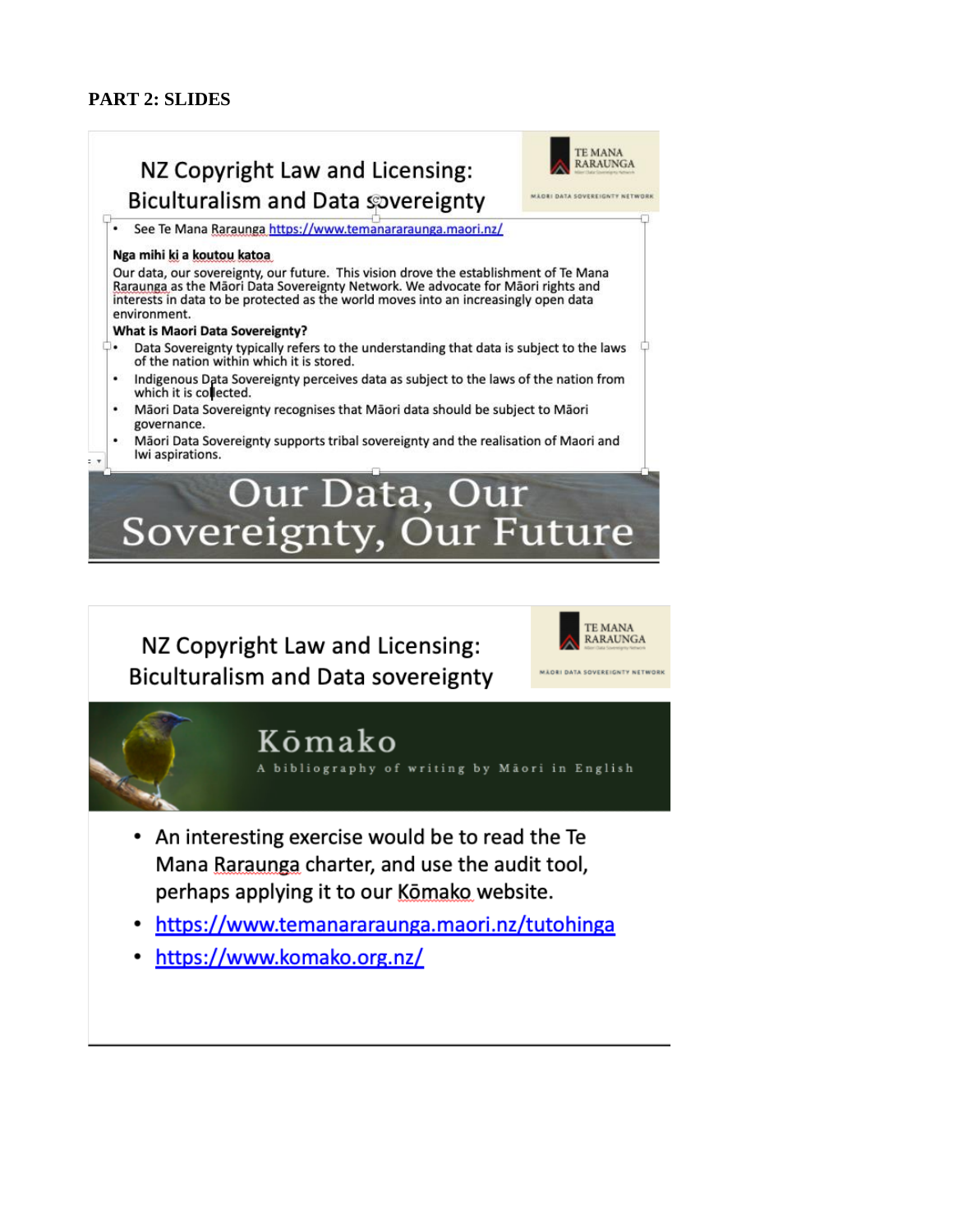**PART 2: SLIDES**

## NZ Copyright Law and Licensing: Biculturalism and Data sovereignty

TE MANA RARAUNGA

MĀORI DATA SOVEREIGNTY NETWORK

- See Te Mana Raraunga https://www.temanararaunga.maori.nz/

**Nga mihi ki a koutou katoa**

Our data, our sovereignty, our future. This vision drove the establishment of Te Mana Raraunga as the Māori Data Sovereignty Network. We advocate for Māori rights and interests in data to be protected as the world moves into an increasingly open data environment.

**What is Maori Data Sovereignty?**

- Data Sovereignty typically refers to the understanding that data is subject to the laws of the nation within which it is stored.
- Indigenous Data Sovereignty perceives data as subject to the laws of the nation from which it is collected.
- Māori Data Sovereignty recognises that Māori data should be subject to Māori governance.
- Māori Data Sovereignty supports tribal sovereignty and the realisation of Maori and Iwi aspirations.

Our Data, Our Sovereignty, Our Future

## NZ Copyright Law and Licensing: Biculturalism and Data sovereignty

TE MANA RARAUNGA

MĀORI DATA SOVEREIGNTY NETWORK

Kōmako

A bibliography of writing by Māori in English

- An interesting exercise would be to read the Te Mana Raraunga charter, and use the audit tool, perhaps applying it to our Kōmako website.
- https://www.temanararaunga.maori.nz/tutohinga
- https://www.komako.org.nz/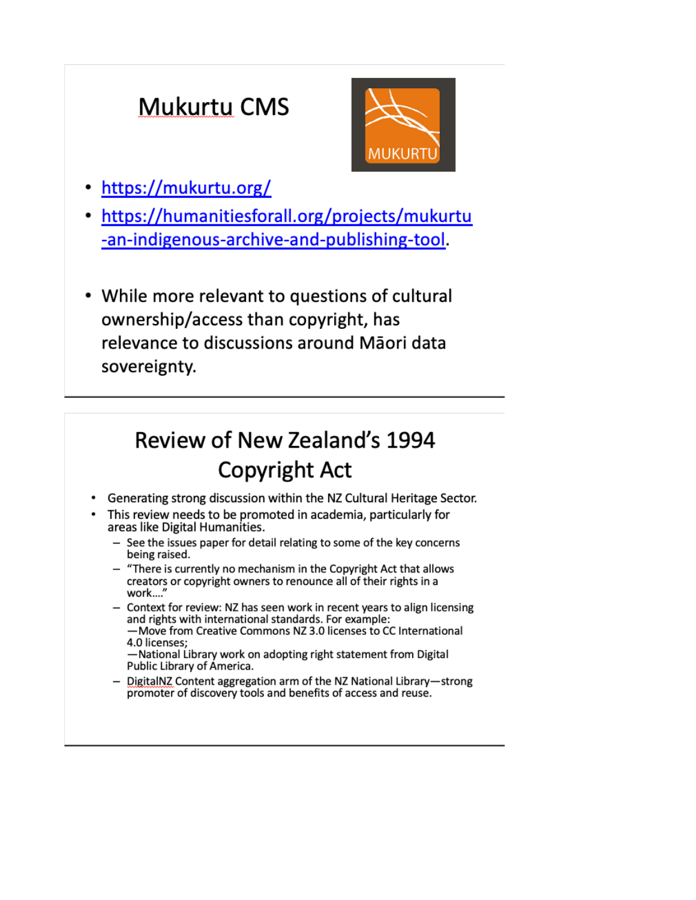## Mukurtu CMS

- [https://mukurtu.org/](https://mukurtu.org/)
- [https://humanitiesforall.org/projects/mukurtu-an-indigenous-archive-and-publishing-tool](https://humanitiesforall.org/projects/mukurtu-an-indigenous-archive-and-publishing-tool).
- While more relevant to questions of cultural ownership/access than copyright, has relevance to discussions around Māori data sovereignty.

---

## Review of New Zealand's 1994 Copyright Act

- Generating strong discussion within the NZ Cultural Heritage Sector.
- This review needs to be promoted in academia, particularly for areas like Digital Humanities.
  - See the issues paper for detail relating to some of the key concerns being raised.
  - "There is currently no mechanism in the Copyright Act that allows creators or copyright owners to renounce all of their rights in a work...."
  - Context for review: NZ has seen work in recent years to align licensing and rights with international standards. For example:
    —Move from Creative Commons NZ 3.0 licenses to CC International 4.0 licenses;
    —National Library work on adopting right statement from Digital Public Library of America.
  - DigitalNZ Content aggregation arm of the NZ National Library—strong promoter of discovery tools and benefits of access and reuse.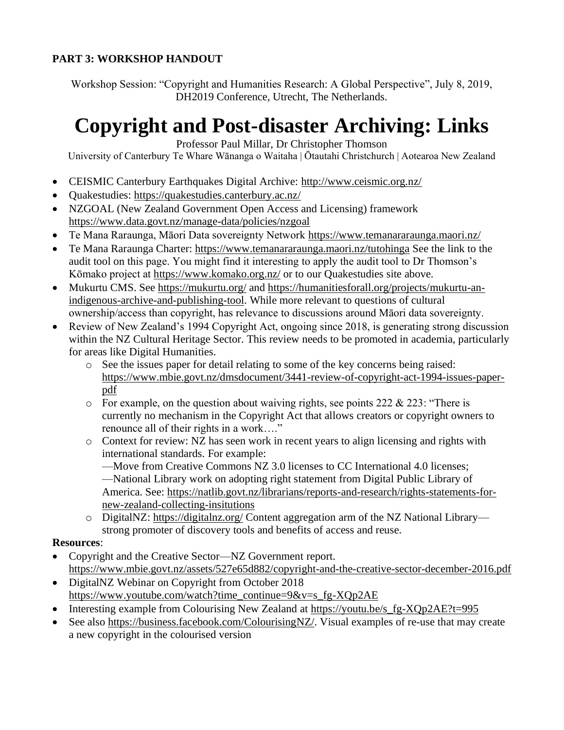**PART 3: WORKSHOP HANDOUT**

Workshop Session: "Copyright and Humanities Research: A Global Perspective", July 8, 2019, DH2019 Conference, Utrecht, The Netherlands.

# Copyright and Post-disaster Archiving: Links

Professor Paul Millar, Dr Christopher Thomson

University of Canterbury Te Whare Wānanga o Waitaha | Ōtautahi Christchurch | Aotearoa New Zealand

- CEISMIC Canterbury Earthquakes Digital Archive: http://www.ceismic.org.nz/
- Quakestudies: https://quakestudies.canterbury.ac.nz/
- NZGOAL (New Zealand Government Open Access and Licensing) framework https://www.data.govt.nz/manage-data/policies/nzgoal
- Te Mana Raraunga, Māori Data sovereignty Network https://www.temanararaunga.maori.nz/
- Te Mana Raraunga Charter: https://www.temanararaunga.maori.nz/tutohinga See the link to the audit tool on this page. You might find it interesting to apply the audit tool to Dr Thomson's Kōmako project at https://www.komako.org.nz/ or to our Quakestudies site above.
- Mukurtu CMS. See https://mukurtu.org/ and https://humanitiesforall.org/projects/mukurtu-an-indigenous-archive-and-publishing-tool. While more relevant to questions of cultural ownership/access than copyright, has relevance to discussions around Māori data sovereignty.
- Review of New Zealand's 1994 Copyright Act, ongoing since 2018, is generating strong discussion within the NZ Cultural Heritage Sector. This review needs to be promoted in academia, particularly for areas like Digital Humanities.
  - See the issues paper for detail relating to some of the key concerns being raised: https://www.mbie.govt.nz/dmsdocument/3441-review-of-copyright-act-1994-issues-paper-pdf
  - For example, on the question about waiving rights, see points 222 & 223: "There is currently no mechanism in the Copyright Act that allows creators or copyright owners to renounce all of their rights in a work…."
  - Context for review: NZ has seen work in recent years to align licensing and rights with international standards. For example:
    —Move from Creative Commons NZ 3.0 licenses to CC International 4.0 licenses;
    —National Library work on adopting right statement from Digital Public Library of America. See: https://natlib.govt.nz/librarians/reports-and-research/rights-statements-for-new-zealand-collecting-insitutions
  - DigitalNZ: https://digitalnz.org/ Content aggregation arm of the NZ National Library—strong promoter of discovery tools and benefits of access and reuse.

**Resources**:

- Copyright and the Creative Sector—NZ Government report. https://www.mbie.govt.nz/assets/527e65d882/copyright-and-the-creative-sector-december-2016.pdf
- DigitalNZ Webinar on Copyright from October 2018 https://www.youtube.com/watch?time_continue=9&v=s_fg-XQp2AE
- Interesting example from Colourising New Zealand at https://youtu.be/s_fg-XQp2AE?t=995
- See also https://business.facebook.com/ColourisingNZ/. Visual examples of re-use that may create a new copyright in the colourised version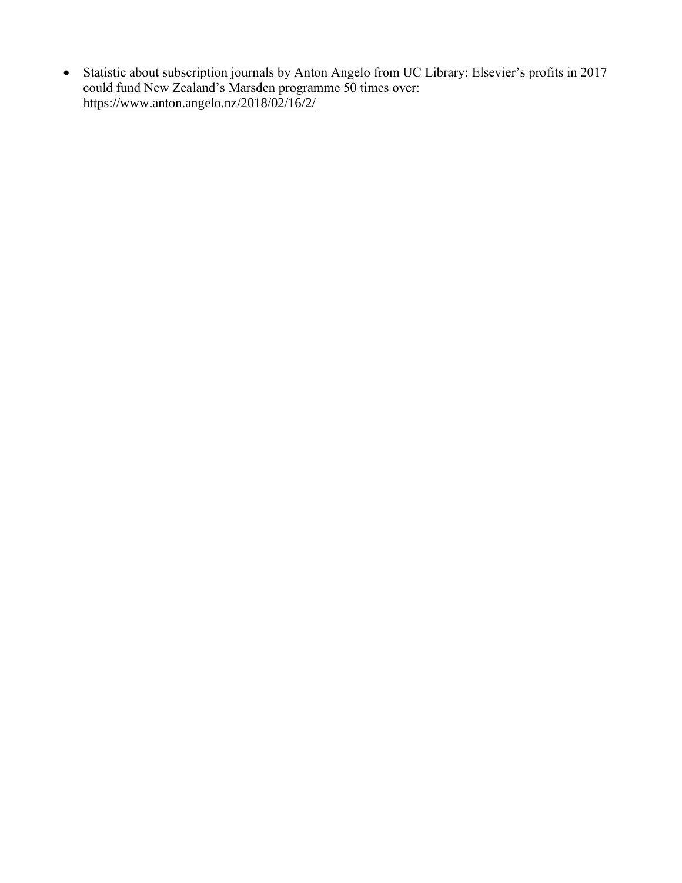- Statistic about subscription journals by Anton Angelo from UC Library: Elsevier's profits in 2017 could fund New Zealand's Marsden programme 50 times over: https://www.anton.angelo.nz/2018/02/16/2/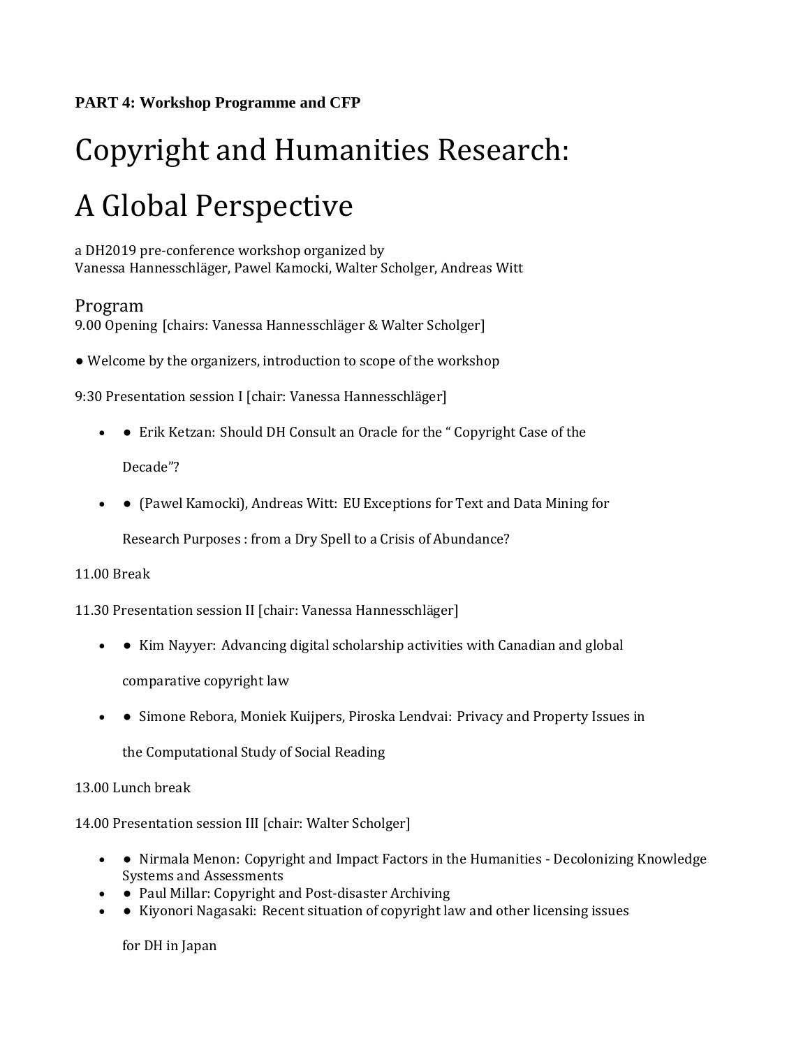**PART 4: Workshop Programme and CFP**

# Copyright and Humanities Research: A Global Perspective

a DH2019 pre-conference workshop organized by
Vanessa Hannesschläger, Pawel Kamocki, Walter Scholger, Andreas Witt

## Program

9.00 Opening [chairs: Vanessa Hannesschläger & Walter Scholger]

● Welcome by the organizers, introduction to scope of the workshop

9:30 Presentation session I [chair: Vanessa Hannesschläger]

- ● Erik Ketzan: Should DH Consult an Oracle for the " Copyright Case of the Decade"?
- ● (Pawel Kamocki), Andreas Witt: EU Exceptions for Text and Data Mining for Research Purposes : from a Dry Spell to a Crisis of Abundance?

11.00 Break

11.30 Presentation session II [chair: Vanessa Hannesschläger]

- ● Kim Nayyer: Advancing digital scholarship activities with Canadian and global comparative copyright law
- ● Simone Rebora, Moniek Kuijpers, Piroska Lendvai: Privacy and Property Issues in the Computational Study of Social Reading

13.00 Lunch break

14.00 Presentation session III [chair: Walter Scholger]

- ● Nirmala Menon: Copyright and Impact Factors in the Humanities - Decolonizing Knowledge Systems and Assessments
- ● Paul Millar: Copyright and Post-disaster Archiving
- ● Kiyonori Nagasaki: Recent situation of copyright law and other licensing issues for DH in Japan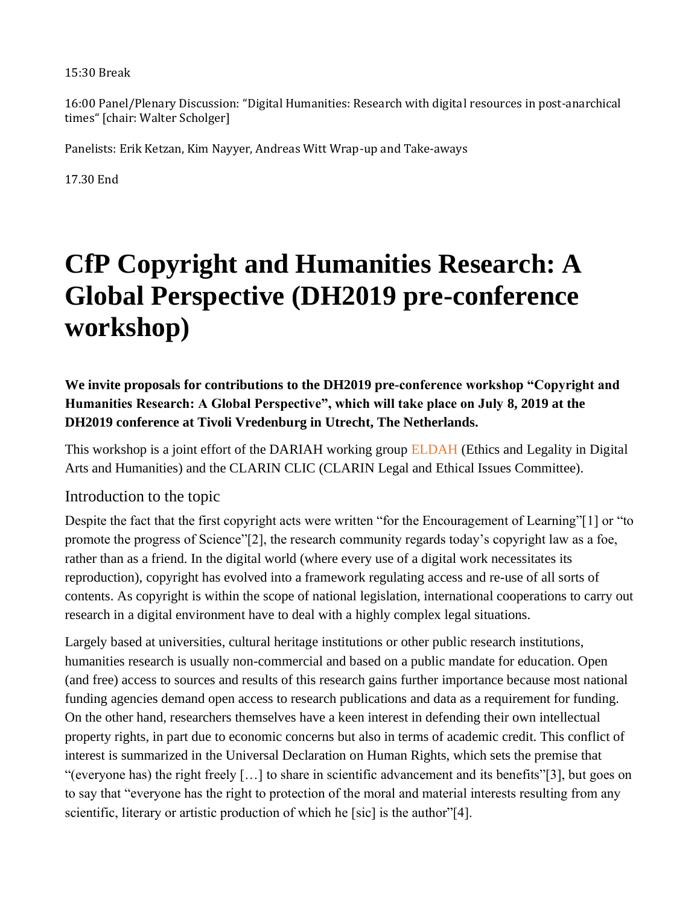15:30 Break

16:00 Panel/Plenary Discussion: "Digital Humanities: Research with digital resources in post-anarchical times" [chair: Walter Scholger]

Panelists: Erik Ketzan, Kim Nayyer, Andreas Witt Wrap-up and Take-aways

17.30 End

# CfP Copyright and Humanities Research: A Global Perspective (DH2019 pre-conference workshop)

**We invite proposals for contributions to the DH2019 pre-conference workshop "Copyright and Humanities Research: A Global Perspective", which will take place on July 8, 2019 at the DH2019 conference at Tivoli Vredenburg in Utrecht, The Netherlands.**

This workshop is a joint effort of the DARIAH working group ELDAH (Ethics and Legality in Digital Arts and Humanities) and the CLARIN CLIC (CLARIN Legal and Ethical Issues Committee).

## Introduction to the topic

Despite the fact that the first copyright acts were written "for the Encouragement of Learning"[1] or "to promote the progress of Science"[2], the research community regards today's copyright law as a foe, rather than as a friend. In the digital world (where every use of a digital work necessitates its reproduction), copyright has evolved into a framework regulating access and re-use of all sorts of contents. As copyright is within the scope of national legislation, international cooperations to carry out research in a digital environment have to deal with a highly complex legal situations.

Largely based at universities, cultural heritage institutions or other public research institutions, humanities research is usually non-commercial and based on a public mandate for education. Open (and free) access to sources and results of this research gains further importance because most national funding agencies demand open access to research publications and data as a requirement for funding. On the other hand, researchers themselves have a keen interest in defending their own intellectual property rights, in part due to economic concerns but also in terms of academic credit. This conflict of interest is summarized in the Universal Declaration on Human Rights, which sets the premise that "(everyone has) the right freely […] to share in scientific advancement and its benefits"[3], but goes on to say that "everyone has the right to protection of the moral and material interests resulting from any scientific, literary or artistic production of which he [sic] is the author"[4].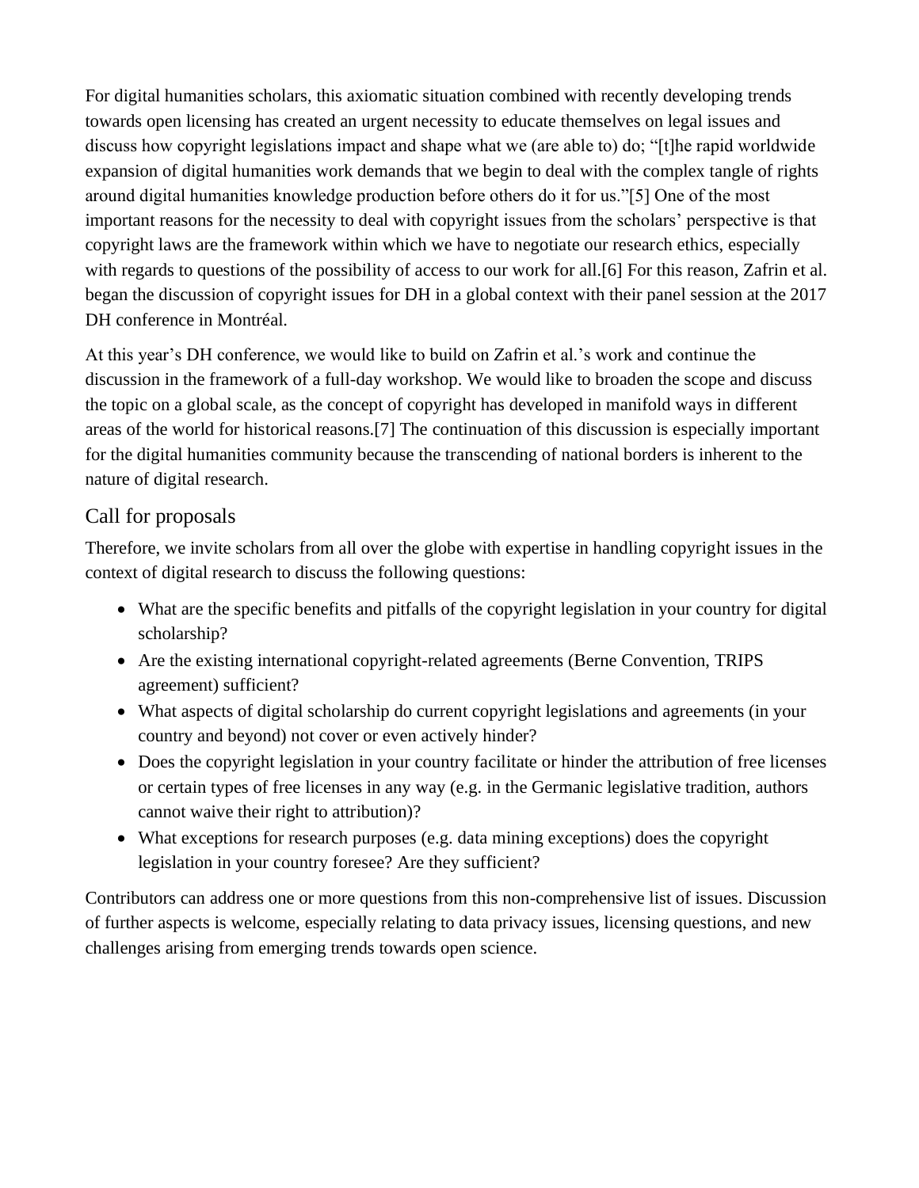For digital humanities scholars, this axiomatic situation combined with recently developing trends towards open licensing has created an urgent necessity to educate themselves on legal issues and discuss how copyright legislations impact and shape what we (are able to) do; "[t]he rapid worldwide expansion of digital humanities work demands that we begin to deal with the complex tangle of rights around digital humanities knowledge production before others do it for us."[5] One of the most important reasons for the necessity to deal with copyright issues from the scholars' perspective is that copyright laws are the framework within which we have to negotiate our research ethics, especially with regards to questions of the possibility of access to our work for all.[6] For this reason, Zafrin et al. began the discussion of copyright issues for DH in a global context with their panel session at the 2017 DH conference in Montréal.

At this year's DH conference, we would like to build on Zafrin et al.'s work and continue the discussion in the framework of a full-day workshop. We would like to broaden the scope and discuss the topic on a global scale, as the concept of copyright has developed in manifold ways in different areas of the world for historical reasons.[7] The continuation of this discussion is especially important for the digital humanities community because the transcending of national borders is inherent to the nature of digital research.

## Call for proposals

Therefore, we invite scholars from all over the globe with expertise in handling copyright issues in the context of digital research to discuss the following questions:

- What are the specific benefits and pitfalls of the copyright legislation in your country for digital scholarship?
- Are the existing international copyright-related agreements (Berne Convention, TRIPS agreement) sufficient?
- What aspects of digital scholarship do current copyright legislations and agreements (in your country and beyond) not cover or even actively hinder?
- Does the copyright legislation in your country facilitate or hinder the attribution of free licenses or certain types of free licenses in any way (e.g. in the Germanic legislative tradition, authors cannot waive their right to attribution)?
- What exceptions for research purposes (e.g. data mining exceptions) does the copyright legislation in your country foresee? Are they sufficient?

Contributors can address one or more questions from this non-comprehensive list of issues. Discussion of further aspects is welcome, especially relating to data privacy issues, licensing questions, and new challenges arising from emerging trends towards open science.